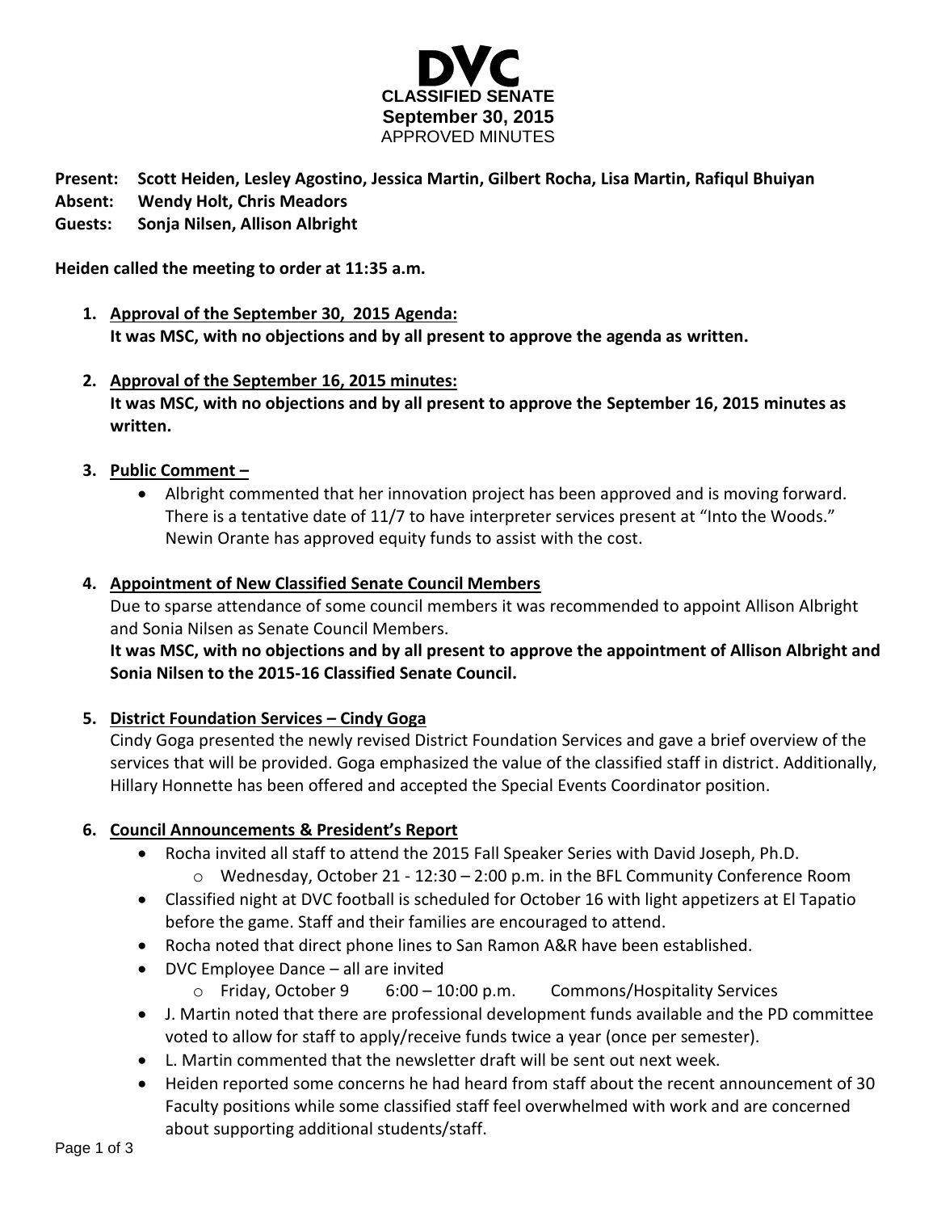# DVC
## CLASSIFIED SENATE
### September 30, 2015
APPROVED MINUTES

**Present:** **Scott Heiden, Lesley Agostino, Jessica Martin, Gilbert Rocha, Lisa Martin, Rafiqul Bhuiyan**
**Absent:** **Wendy Holt, Chris Meadors**
**Guests:** **Sonja Nilsen, Allison Albright**

**Heiden called the meeting to order at 11:35 a.m.**

1. **Approval of the September 30, 2015 Agenda:**
   **It was MSC, with no objections and by all present to approve the agenda as written.**

2. **Approval of the September 16, 2015 minutes:**
   **It was MSC, with no objections and by all present to approve the September 16, 2015 minutes as written.**

3. **Public Comment –**
   - Albright commented that her innovation project has been approved and is moving forward. There is a tentative date of 11/7 to have interpreter services present at "Into the Woods." Newin Orante has approved equity funds to assist with the cost.

4. **Appointment of New Classified Senate Council Members**
   Due to sparse attendance of some council members it was recommended to appoint Allison Albright and Sonia Nilsen as Senate Council Members.
   **It was MSC, with no objections and by all present to approve the appointment of Allison Albright and Sonia Nilsen to the 2015-16 Classified Senate Council.**

5. **District Foundation Services – Cindy Goga**
   Cindy Goga presented the newly revised District Foundation Services and gave a brief overview of the services that will be provided. Goga emphasized the value of the classified staff in district. Additionally, Hillary Honnette has been offered and accepted the Special Events Coordinator position.

6. **Council Announcements & President's Report**
   - Rocha invited all staff to attend the 2015 Fall Speaker Series with David Joseph, Ph.D.
     - Wednesday, October 21 - 12:30 – 2:00 p.m. in the BFL Community Conference Room
   - Classified night at DVC football is scheduled for October 16 with light appetizers at El Tapatio before the game. Staff and their families are encouraged to attend.
   - Rocha noted that direct phone lines to San Ramon A&R have been established.
   - DVC Employee Dance – all are invited
     - Friday, October 9 6:00 – 10:00 p.m. Commons/Hospitality Services
   - J. Martin noted that there are professional development funds available and the PD committee voted to allow for staff to apply/receive funds twice a year (once per semester).
   - L. Martin commented that the newsletter draft will be sent out next week.
   - Heiden reported some concerns he had heard from staff about the recent announcement of 30 Faculty positions while some classified staff feel overwhelmed with work and are concerned about supporting additional students/staff.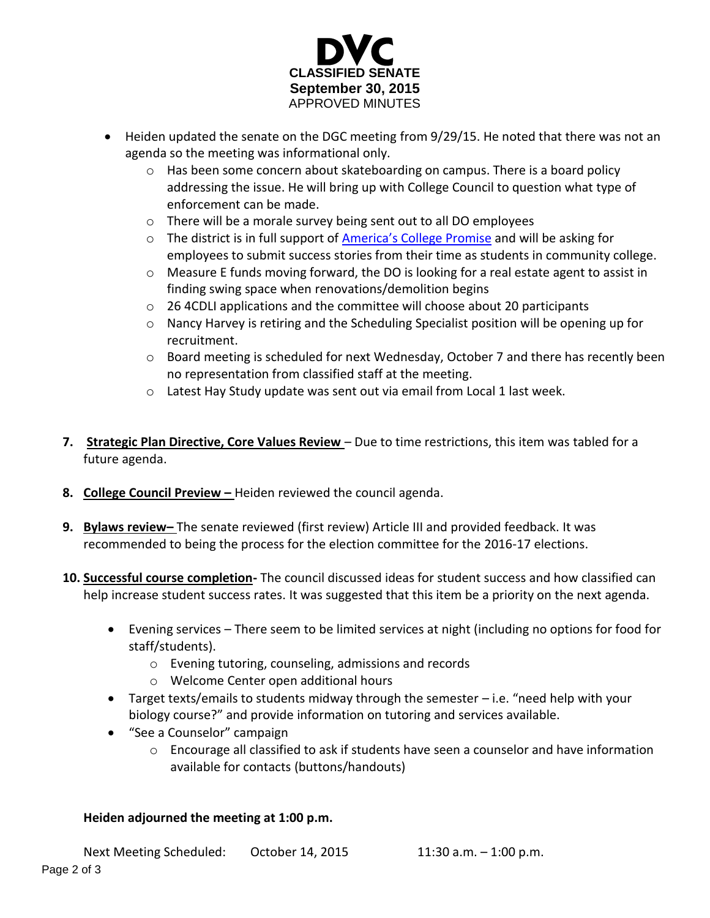**DVC**
**CLASSIFIED SENATE**
**September 30, 2015**
APPROVED MINUTES

- Heiden updated the senate on the DGC meeting from 9/29/15. He noted that there was not an agenda so the meeting was informational only.
  - Has been some concern about skateboarding on campus. There is a board policy addressing the issue. He will bring up with College Council to question what type of enforcement can be made.
  - There will be a morale survey being sent out to all DO employees
  - The district is in full support of America's College Promise and will be asking for employees to submit success stories from their time as students in community college.
  - Measure E funds moving forward, the DO is looking for a real estate agent to assist in finding swing space when renovations/demolition begins
  - 26 4CDLI applications and the committee will choose about 20 participants
  - Nancy Harvey is retiring and the Scheduling Specialist position will be opening up for recruitment.
  - Board meeting is scheduled for next Wednesday, October 7 and there has recently been no representation from classified staff at the meeting.
  - Latest Hay Study update was sent out via email from Local 1 last week.

7. **Strategic Plan Directive, Core Values Review** – Due to time restrictions, this item was tabled for a future agenda.

8. **College Council Preview –** Heiden reviewed the council agenda.

9. **Bylaws review–** The senate reviewed (first review) Article III and provided feedback. It was recommended to being the process for the election committee for the 2016-17 elections.

10. **Successful course completion-** The council discussed ideas for student success and how classified can help increase student success rates. It was suggested that this item be a priority on the next agenda.
    - Evening services – There seem to be limited services at night (including no options for food for staff/students).
      - Evening tutoring, counseling, admissions and records
      - Welcome Center open additional hours
    - Target texts/emails to students midway through the semester – i.e. "need help with your biology course?" and provide information on tutoring and services available.
    - "See a Counselor" campaign
      - Encourage all classified to ask if students have seen a counselor and have information available for contacts (buttons/handouts)

**Heiden adjourned the meeting at 1:00 p.m.**

Next Meeting Scheduled: October 14, 2015 11:30 a.m. – 1:00 p.m.